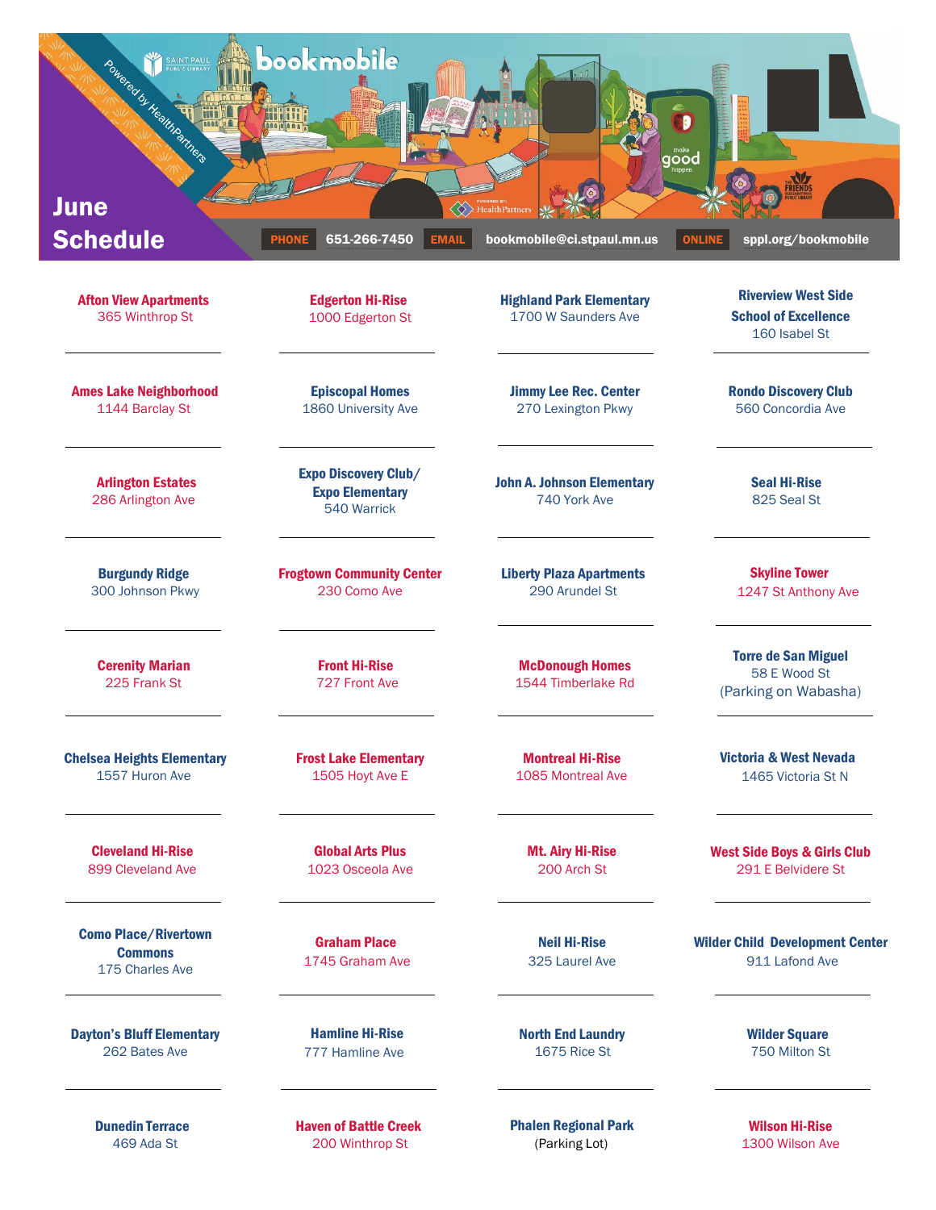# June Schedule

**bookmobile** — Saint Paul Public Library — Powered by HealthPartners

**PHONE** 651-266-7450 **EMAIL** bookmobile@ci.stpaul.mn.us **ONLINE** sppl.org/bookmobile

**Afton View Apartments**
365 Winthrop St

**Ames Lake Neighborhood**
1144 Barclay St

**Arlington Estates**
286 Arlington Ave

**Burgundy Ridge**
300 Johnson Pkwy

**Cerenity Marian**
225 Frank St

**Chelsea Heights Elementary**
1557 Huron Ave

**Cleveland Hi-Rise**
899 Cleveland Ave

**Como Place/Rivertown Commons**
175 Charles Ave

**Dayton's Bluff Elementary**
262 Bates Ave

**Dunedin Terrace**
469 Ada St

**Edgerton Hi-Rise**
1000 Edgerton St

**Episcopal Homes**
1860 University Ave

**Expo Discovery Club/ Expo Elementary**
540 Warrick

**Frogtown Community Center**
230 Como Ave

**Front Hi-Rise**
727 Front Ave

**Frost Lake Elementary**
1505 Hoyt Ave E

**Global Arts Plus**
1023 Osceola Ave

**Graham Place**
1745 Graham Ave

**Hamline Hi-Rise**
777 Hamline Ave

**Haven of Battle Creek**
200 Winthrop St

**Highland Park Elementary**
1700 W Saunders Ave

**Jimmy Lee Rec. Center**
270 Lexington Pkwy

**John A. Johnson Elementary**
740 York Ave

**Liberty Plaza Apartments**
290 Arundel St

**McDonough Homes**
1544 Timberlake Rd

**Montreal Hi-Rise**
1085 Montreal Ave

**Mt. Airy Hi-Rise**
200 Arch St

**Neil Hi-Rise**
325 Laurel Ave

**North End Laundry**
1675 Rice St

**Phalen Regional Park**
(Parking Lot)

**Riverview West Side School of Excellence**
160 Isabel St

**Rondo Discovery Club**
560 Concordia Ave

**Seal Hi-Rise**
825 Seal St

**Skyline Tower**
1247 St Anthony Ave

**Torre de San Miguel**
58 E Wood St
(Parking on Wabasha)

**Victoria & West Nevada**
1465 Victoria St N

**West Side Boys & Girls Club**
291 E Belvidere St

**Wilder Child Development Center**
911 Lafond Ave

**Wilder Square**
750 Milton St

**Wilson Hi-Rise**
1300 Wilson Ave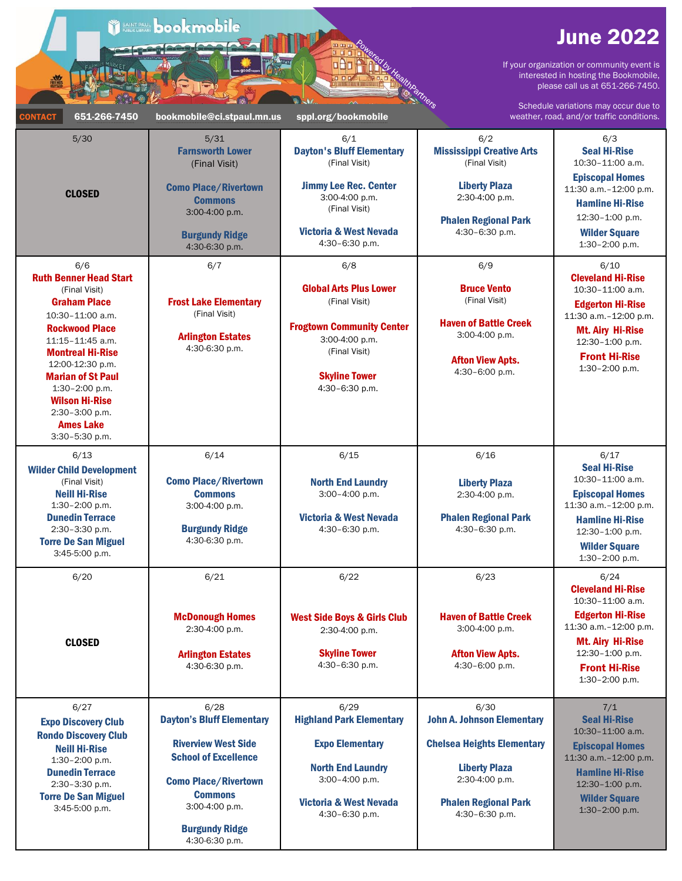# June 2022

Saint Paul Public Library bookmobile

Powered by HealthPartners

If your organization or community event is interested in hosting the Bookmobile, please call us at 651-266-7450.

Schedule variations may occur due to weather, road, and/or traffic conditions.

**CONTACT** 651-266-7450 bookmobile@ci.stpaul.mn.us sppl.org/bookmobile

| | | | | |
|---|---|---|---|---|
| 5/30<br><br>**CLOSED** | 5/31<br>**Farnsworth Lower**<br>(Final Visit)<br><br>**Como Place/Rivertown Commons**<br>3:00-4:00 p.m.<br><br>**Burgundy Ridge**<br>4:30-6:30 p.m. | 6/1<br>**Dayton's Bluff Elementary**<br>(Final Visit)<br><br>**Jimmy Lee Rec. Center**<br>3:00-4:00 p.m.<br>(Final Visit)<br><br>**Victoria & West Nevada**<br>4:30–6:30 p.m. | 6/2<br>**Mississippi Creative Arts**<br>(Final Visit)<br><br>**Liberty Plaza**<br>2:30-4:00 p.m.<br><br>**Phalen Regional Park**<br>4:30–6:30 p.m. | 6/3<br>**Seal Hi-Rise**<br>10:30–11:00 a.m.<br>**Episcopal Homes**<br>11:30 a.m.–12:00 p.m.<br>**Hamline Hi-Rise**<br>12:30–1:00 p.m.<br>**Wilder Square**<br>1:30–2:00 p.m. |
| 6/6<br>**Ruth Benner Head Start**<br>(Final Visit)<br>**Graham Place**<br>10:30–11:00 a.m.<br>**Rockwood Place**<br>11:15–11:45 a.m.<br>**Montreal Hi-Rise**<br>12:00-12:30 p.m.<br>**Marian of St Paul**<br>1:30–2:00 p.m.<br>**Wilson Hi-Rise**<br>2:30–3:00 p.m.<br>**Ames Lake**<br>3:30–5:30 p.m. | 6/7<br>**Frost Lake Elementary**<br>(Final Visit)<br><br>**Arlington Estates**<br>4:30-6:30 p.m. | 6/8<br>**Global Arts Plus Lower**<br>(Final Visit)<br><br>**Frogtown Community Center**<br>3:00-4:00 p.m.<br>(Final Visit)<br><br>**Skyline Tower**<br>4:30–6:30 p.m. | 6/9<br>**Bruce Vento**<br>(Final Visit)<br><br>**Haven of Battle Creek**<br>3:00-4:00 p.m.<br><br>**Afton View Apts.**<br>4:30–6:00 p.m. | 6/10<br>**Cleveland Hi-Rise**<br>10:30–11:00 a.m.<br>**Edgerton Hi-Rise**<br>11:30 a.m.–12:00 p.m.<br>**Mt. Airy Hi-Rise**<br>12:30–1:00 p.m.<br>**Front Hi-Rise**<br>1:30–2:00 p.m. |
| 6/13<br>**Wilder Child Development**<br>(Final Visit)<br>**Neill Hi-Rise**<br>1:30–2:00 p.m.<br>**Dunedin Terrace**<br>2:30–3:30 p.m.<br>**Torre De San Miguel**<br>3:45-5:00 p.m. | 6/14<br>**Como Place/Rivertown Commons**<br>3:00-4:00 p.m.<br><br>**Burgundy Ridge**<br>4:30-6:30 p.m. | 6/15<br>**North End Laundry**<br>3:00–4:00 p.m.<br><br>**Victoria & West Nevada**<br>4:30–6:30 p.m. | 6/16<br>**Liberty Plaza**<br>2:30-4:00 p.m.<br><br>**Phalen Regional Park**<br>4:30–6:30 p.m. | 6/17<br>**Seal Hi-Rise**<br>10:30–11:00 a.m.<br>**Episcopal Homes**<br>11:30 a.m.–12:00 p.m.<br>**Hamline Hi-Rise**<br>12:30–1:00 p.m.<br>**Wilder Square**<br>1:30–2:00 p.m. |
| 6/20<br><br>**CLOSED** | 6/21<br>**McDonough Homes**<br>2:30-4:00 p.m.<br><br>**Arlington Estates**<br>4:30-6:30 p.m. | 6/22<br>**West Side Boys & Girls Club**<br>2:30-4:00 p.m.<br><br>**Skyline Tower**<br>4:30–6:30 p.m. | 6/23<br>**Haven of Battle Creek**<br>3:00-4:00 p.m.<br><br>**Afton View Apts.**<br>4:30–6:00 p.m. | 6/24<br>**Cleveland Hi-Rise**<br>10:30–11:00 a.m.<br>**Edgerton Hi-Rise**<br>11:30 a.m.–12:00 p.m.<br>**Mt. Airy Hi-Rise**<br>12:30–1:00 p.m.<br>**Front Hi-Rise**<br>1:30–2:00 p.m. |
| 6/27<br>**Expo Discovery Club**<br>**Rondo Discovery Club**<br>**Neill Hi-Rise**<br>1:30–2:00 p.m.<br>**Dunedin Terrace**<br>2:30–3:30 p.m.<br>**Torre De San Miguel**<br>3:45-5:00 p.m. | 6/28<br>**Dayton's Bluff Elementary**<br><br>**Riverview West Side School of Excellence**<br><br>**Como Place/Rivertown Commons**<br>3:00-4:00 p.m.<br><br>**Burgundy Ridge**<br>4:30-6:30 p.m. | 6/29<br>**Highland Park Elementary**<br><br>**Expo Elementary**<br><br>**North End Laundry**<br>3:00–4:00 p.m.<br><br>**Victoria & West Nevada**<br>4:30–6:30 p.m. | 6/30<br>**John A. Johnson Elementary**<br><br>**Chelsea Heights Elementary**<br><br>**Liberty Plaza**<br>2:30-4:00 p.m.<br><br>**Phalen Regional Park**<br>4:30–6:30 p.m. | 7/1<br>**Seal Hi-Rise**<br>10:30–11:00 a.m.<br>**Episcopal Homes**<br>11:30 a.m.–12:00 p.m.<br>**Hamline Hi-Rise**<br>12:30–1:00 p.m.<br>**Wilder Square**<br>1:30–2:00 p.m. |